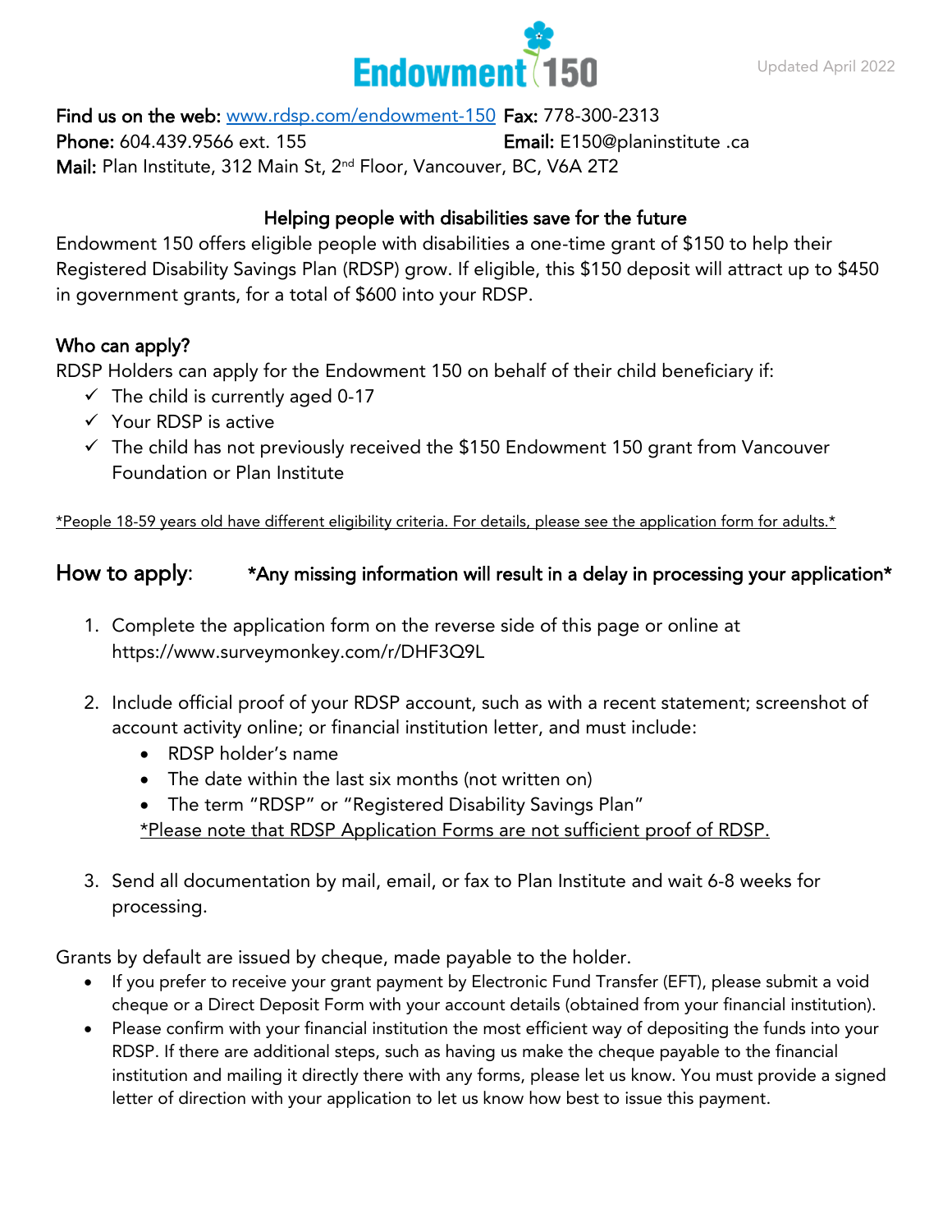# Endowment 150

Updated April 2022

**Find us on the web:** www.rdsp.com/endowment-150 **Fax:** 778-300-2313
**Phone:** 604.439.9566 ext. 155 **Email:** E150@planinstitute .ca
**Mail:** Plan Institute, 312 Main St, 2nd Floor, Vancouver, BC, V6A 2T2

## Helping people with disabilities save for the future

Endowment 150 offers eligible people with disabilities a one-time grant of $150 to help their Registered Disability Savings Plan (RDSP) grow. If eligible, this $150 deposit will attract up to $450 in government grants, for a total of $600 into your RDSP.

## Who can apply?

RDSP Holders can apply for the Endowment 150 on behalf of their child beneficiary if:

- ✓ The child is currently aged 0-17
- ✓ Your RDSP is active
- ✓ The child has not previously received the $150 Endowment 150 grant from Vancouver Foundation or Plan Institute

*People 18-59 years old have different eligibility criteria. For details, please see the application form for adults.*

## How to apply: *Any missing information will result in a delay in processing your application*

1. Complete the application form on the reverse side of this page or online at https://www.surveymonkey.com/r/DHF3Q9L

2. Include official proof of your RDSP account, such as with a recent statement; screenshot of account activity online; or financial institution letter, and must include:
   - RDSP holder's name
   - The date within the last six months (not written on)
   - The term "RDSP" or "Registered Disability Savings Plan"

   *Please note that RDSP Application Forms are not sufficient proof of RDSP.

3. Send all documentation by mail, email, or fax to Plan Institute and wait 6-8 weeks for processing.

Grants by default are issued by cheque, made payable to the holder.

- If you prefer to receive your grant payment by Electronic Fund Transfer (EFT), please submit a void cheque or a Direct Deposit Form with your account details (obtained from your financial institution).
- Please confirm with your financial institution the most efficient way of depositing the funds into your RDSP. If there are additional steps, such as having us make the cheque payable to the financial institution and mailing it directly there with any forms, please let us know. You must provide a signed letter of direction with your application to let us know how best to issue this payment.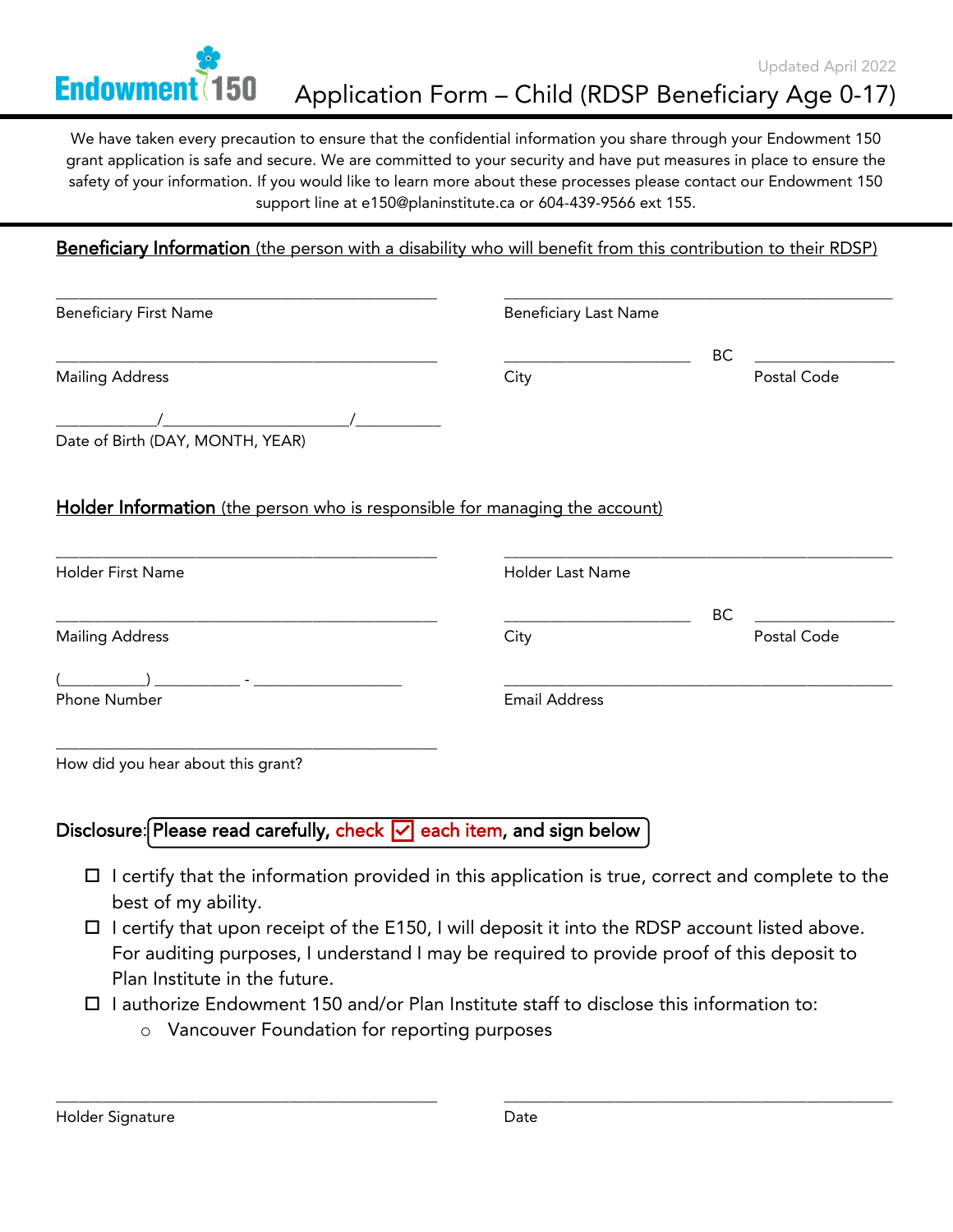Updated April 2022

# Endowment 150 Application Form – Child (RDSP Beneficiary Age 0-17)

We have taken every precaution to ensure that the confidential information you share through your Endowment 150 grant application is safe and secure. We are committed to your security and have put measures in place to ensure the safety of your information. If you would like to learn more about these processes please contact our Endowment 150 support line at e150@planinstitute.ca or 604-439-9566 ext 155.

## Beneficiary Information (the person with a disability who will benefit from this contribution to their RDSP)

_______________________________________________ Beneficiary First Name

_______________________________________________ Beneficiary Last Name

_______________________________________________ Mailing Address

_______________________ City

BC

_________________ Postal Code

____________/_______________________/___________
Date of Birth (DAY, MONTH, YEAR)

## Holder Information (the person who is responsible for managing the account)

_______________________________________________ Holder First Name

_______________________________________________ Holder Last Name

_______________________________________________ Mailing Address

_______________________ City

BC

_________________ Postal Code

(__________) __________ - __________________
Phone Number

_______________________________________________ Email Address

_______________________________________________
How did you hear about this grant?

## Disclosure: Please read carefully, check ☑ each item, and sign below

- ☐ I certify that the information provided in this application is true, correct and complete to the best of my ability.
- ☐ I certify that upon receipt of the E150, I will deposit it into the RDSP account listed above. For auditing purposes, I understand I may be required to provide proof of this deposit to Plan Institute in the future.
- ☐ I authorize Endowment 150 and/or Plan Institute staff to disclose this information to:
  - Vancouver Foundation for reporting purposes

_______________________________________________ Holder Signature

_______________________________________________ Date